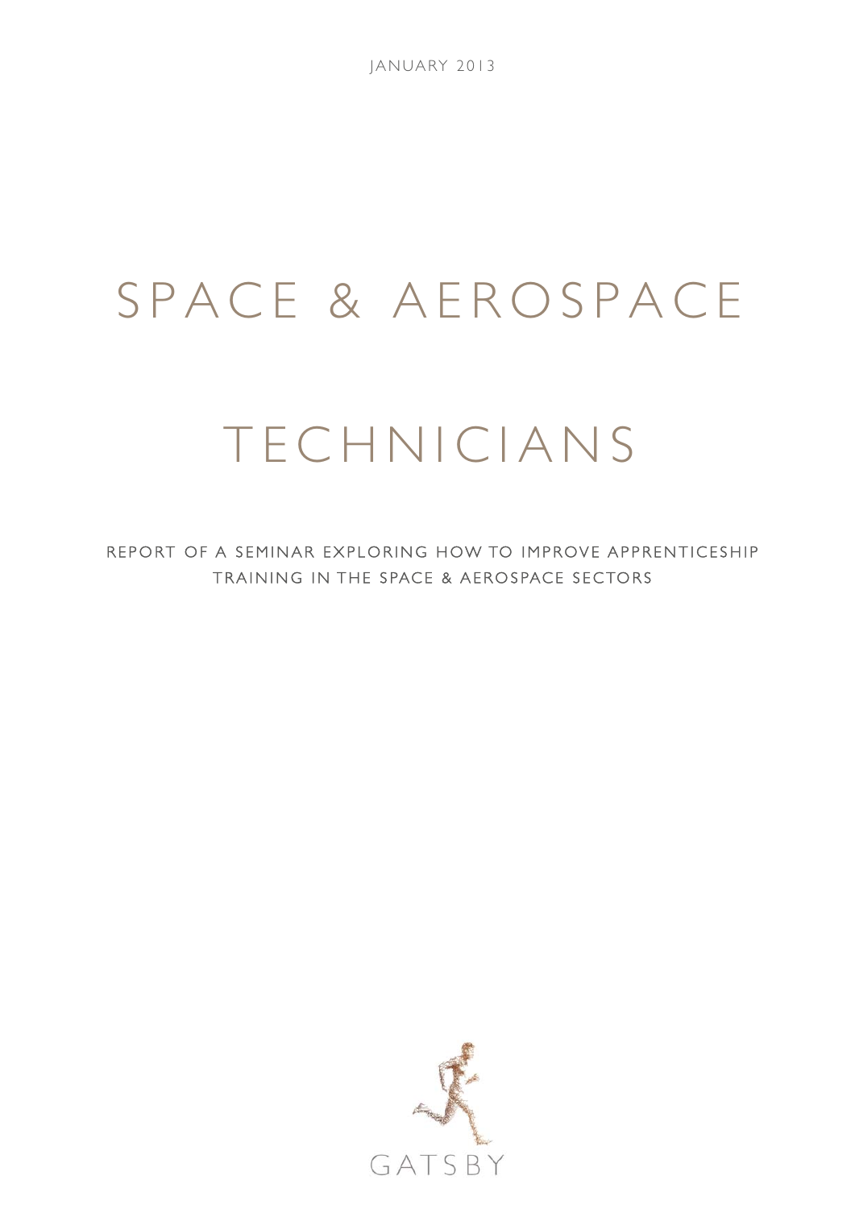JANUARY 2013

# SPACE & AEROSPACE

# TECHNICIANS

REPORT OF A SEMINAR EXPLORING HOW TO IMPROVE APPRENTICESHIP TRAINING IN THE SPACE & AEROSPACE SECTORS

GATSBY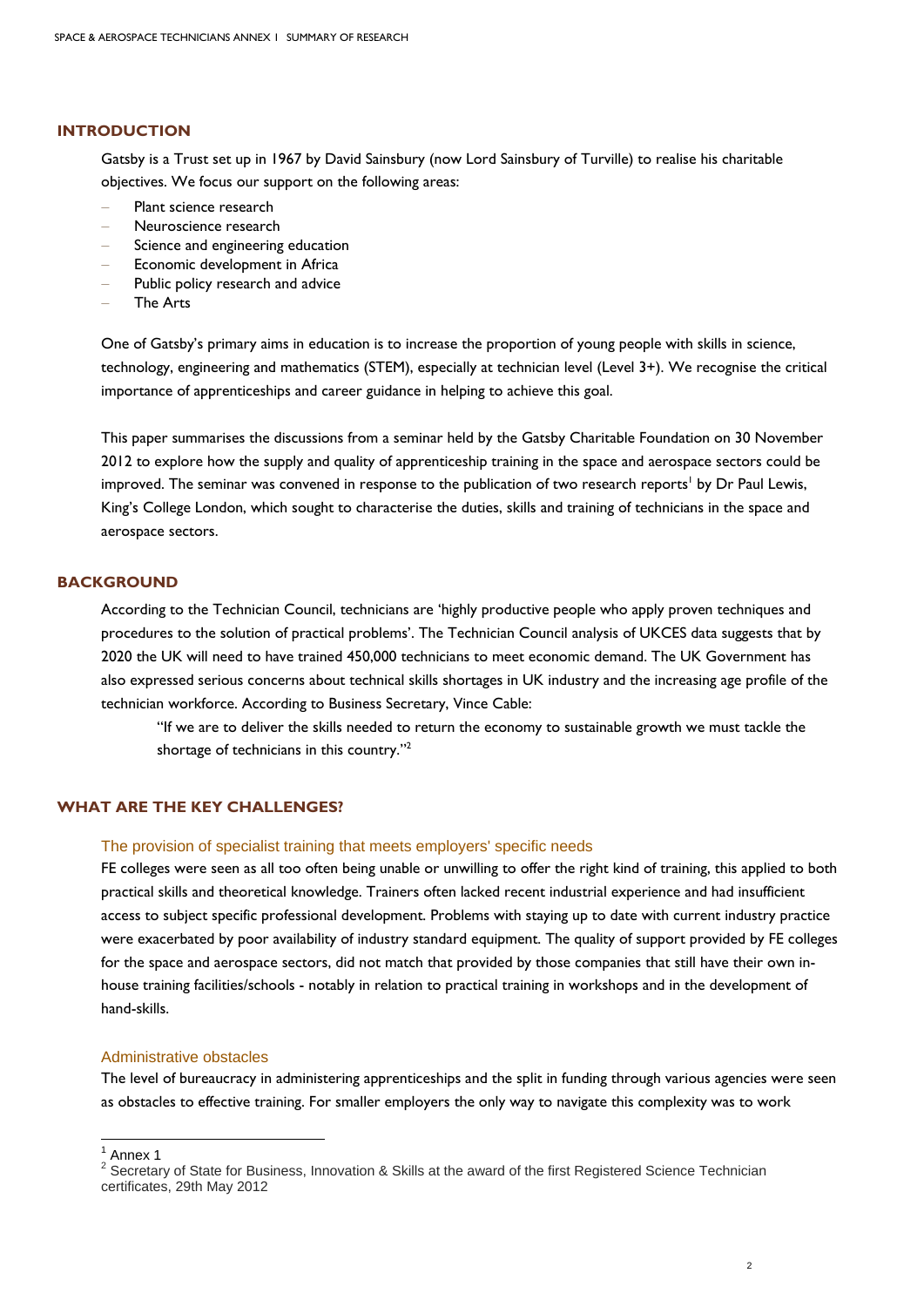## INTRODUCTION

Gatsby is a Trust set up in 1967 by David Sainsbury (now Lord Sainsbury of Turville) to realise his charitable objectives. We focus our support on the following areas:

- Plant science research
- Neuroscience research
- Science and engineering education
- Economic development in Africa
- Public policy research and advice
- The Arts

One of Gatsby's primary aims in education is to increase the proportion of young people with skills in science, technology, engineering and mathematics (STEM), especially at technician level (Level 3+). We recognise the critical importance of apprenticeships and career guidance in helping to achieve this goal.

This paper summarises the discussions from a seminar held by the Gatsby Charitable Foundation on 30 November 2012 to explore how the supply and quality of apprenticeship training in the space and aerospace sectors could be improved. The seminar was convened in response to the publication of two research reports[1] by Dr Paul Lewis, King's College London, which sought to characterise the duties, skills and training of technicians in the space and aerospace sectors.

## BACKGROUND

According to the Technician Council, technicians are 'highly productive people who apply proven techniques and procedures to the solution of practical problems'. The Technician Council analysis of UKCES data suggests that by 2020 the UK will need to have trained 450,000 technicians to meet economic demand. The UK Government has also expressed serious concerns about technical skills shortages in UK industry and the increasing age profile of the technician workforce. According to Business Secretary, Vince Cable:

> "If we are to deliver the skills needed to return the economy to sustainable growth we must tackle the shortage of technicians in this country."[2]

## WHAT ARE THE KEY CHALLENGES?

### The provision of specialist training that meets employers' specific needs

FE colleges were seen as all too often being unable or unwilling to offer the right kind of training, this applied to both practical skills and theoretical knowledge. Trainers often lacked recent industrial experience and had insufficient access to subject specific professional development. Problems with staying up to date with current industry practice were exacerbated by poor availability of industry standard equipment. The quality of support provided by FE colleges for the space and aerospace sectors, did not match that provided by those companies that still have their own in-house training facilities/schools - notably in relation to practical training in workshops and in the development of hand-skills.

### Administrative obstacles

The level of bureaucracy in administering apprenticeships and the split in funding through various agencies were seen as obstacles to effective training. For smaller employers the only way to navigate this complexity was to work

---

[1] Annex 1

[2] Secretary of State for Business, Innovation & Skills at the award of the first Registered Science Technician certificates, 29th May 2012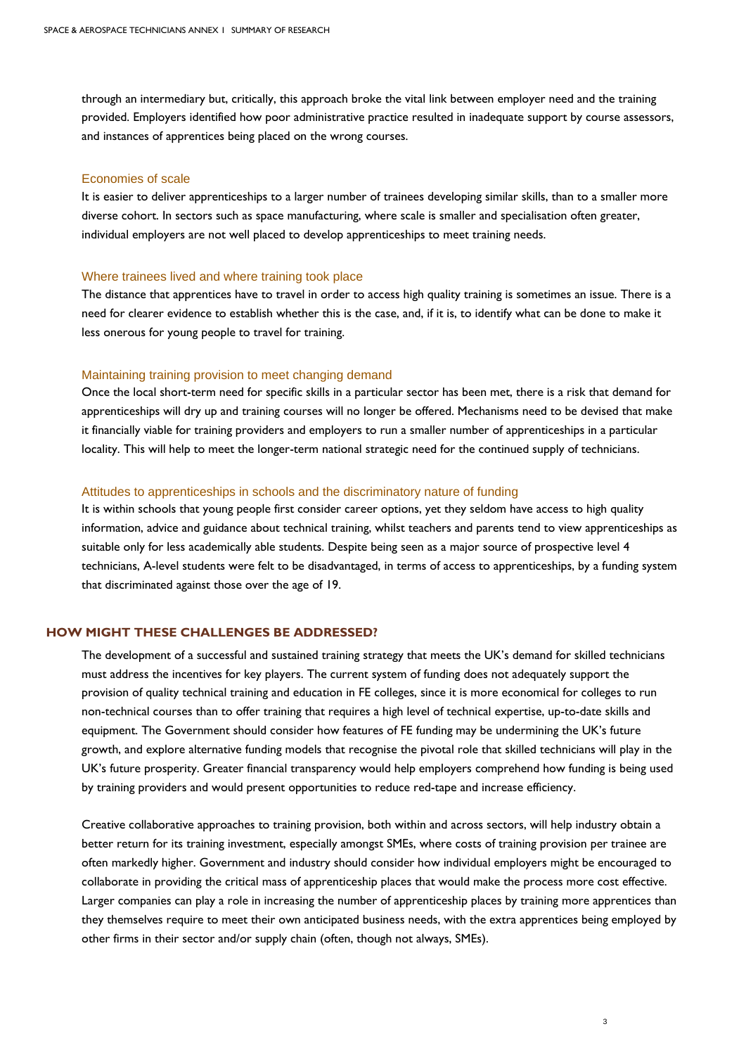through an intermediary but, critically, this approach broke the vital link between employer need and the training provided. Employers identified how poor administrative practice resulted in inadequate support by course assessors, and instances of apprentices being placed on the wrong courses.

### Economies of scale

It is easier to deliver apprenticeships to a larger number of trainees developing similar skills, than to a smaller more diverse cohort. In sectors such as space manufacturing, where scale is smaller and specialisation often greater, individual employers are not well placed to develop apprenticeships to meet training needs.

### Where trainees lived and where training took place

The distance that apprentices have to travel in order to access high quality training is sometimes an issue. There is a need for clearer evidence to establish whether this is the case, and, if it is, to identify what can be done to make it less onerous for young people to travel for training.

### Maintaining training provision to meet changing demand

Once the local short-term need for specific skills in a particular sector has been met, there is a risk that demand for apprenticeships will dry up and training courses will no longer be offered. Mechanisms need to be devised that make it financially viable for training providers and employers to run a smaller number of apprenticeships in a particular locality. This will help to meet the longer-term national strategic need for the continued supply of technicians.

### Attitudes to apprenticeships in schools and the discriminatory nature of funding

It is within schools that young people first consider career options, yet they seldom have access to high quality information, advice and guidance about technical training, whilst teachers and parents tend to view apprenticeships as suitable only for less academically able students. Despite being seen as a major source of prospective level 4 technicians, A-level students were felt to be disadvantaged, in terms of access to apprenticeships, by a funding system that discriminated against those over the age of 19.

## HOW MIGHT THESE CHALLENGES BE ADDRESSED?

The development of a successful and sustained training strategy that meets the UK's demand for skilled technicians must address the incentives for key players. The current system of funding does not adequately support the provision of quality technical training and education in FE colleges, since it is more economical for colleges to run non-technical courses than to offer training that requires a high level of technical expertise, up-to-date skills and equipment. The Government should consider how features of FE funding may be undermining the UK's future growth, and explore alternative funding models that recognise the pivotal role that skilled technicians will play in the UK's future prosperity. Greater financial transparency would help employers comprehend how funding is being used by training providers and would present opportunities to reduce red-tape and increase efficiency.

Creative collaborative approaches to training provision, both within and across sectors, will help industry obtain a better return for its training investment, especially amongst SMEs, where costs of training provision per trainee are often markedly higher. Government and industry should consider how individual employers might be encouraged to collaborate in providing the critical mass of apprenticeship places that would make the process more cost effective. Larger companies can play a role in increasing the number of apprenticeship places by training more apprentices than they themselves require to meet their own anticipated business needs, with the extra apprentices being employed by other firms in their sector and/or supply chain (often, though not always, SMEs).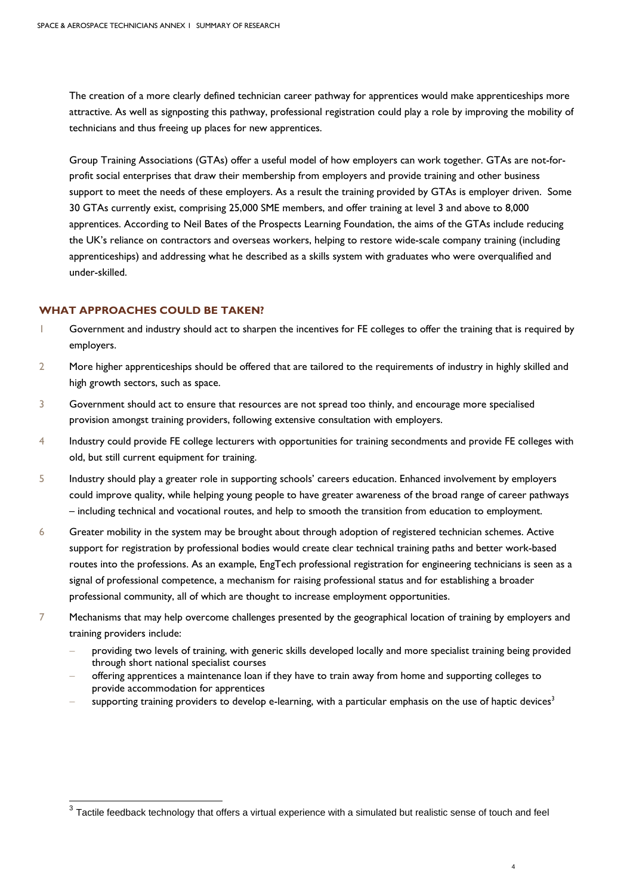The creation of a more clearly defined technician career pathway for apprentices would make apprenticeships more attractive. As well as signposting this pathway, professional registration could play a role by improving the mobility of technicians and thus freeing up places for new apprentices.

Group Training Associations (GTAs) offer a useful model of how employers can work together. GTAs are not-for-profit social enterprises that draw their membership from employers and provide training and other business support to meet the needs of these employers. As a result the training provided by GTAs is employer driven. Some 30 GTAs currently exist, comprising 25,000 SME members, and offer training at level 3 and above to 8,000 apprentices. According to Neil Bates of the Prospects Learning Foundation, the aims of the GTAs include reducing the UK's reliance on contractors and overseas workers, helping to restore wide-scale company training (including apprenticeships) and addressing what he described as a skills system with graduates who were overqualified and under-skilled.

## WHAT APPROACHES COULD BE TAKEN?

1. Government and industry should act to sharpen the incentives for FE colleges to offer the training that is required by employers.
2. More higher apprenticeships should be offered that are tailored to the requirements of industry in highly skilled and high growth sectors, such as space.
3. Government should act to ensure that resources are not spread too thinly, and encourage more specialised provision amongst training providers, following extensive consultation with employers.
4. Industry could provide FE college lecturers with opportunities for training secondments and provide FE colleges with old, but still current equipment for training.
5. Industry should play a greater role in supporting schools' careers education. Enhanced involvement by employers could improve quality, while helping young people to have greater awareness of the broad range of career pathways – including technical and vocational routes, and help to smooth the transition from education to employment.
6. Greater mobility in the system may be brought about through adoption of registered technician schemes. Active support for registration by professional bodies would create clear technical training paths and better work-based routes into the professions. As an example, EngTech professional registration for engineering technicians is seen as a signal of professional competence, a mechanism for raising professional status and for establishing a broader professional community, all of which are thought to increase employment opportunities.
7. Mechanisms that may help overcome challenges presented by the geographical location of training by employers and training providers include:
   - providing two levels of training, with generic skills developed locally and more specialist training being provided through short national specialist courses
   - offering apprentices a maintenance loan if they have to train away from home and supporting colleges to provide accommodation for apprentices
   - supporting training providers to develop e-learning, with a particular emphasis on the use of haptic devices[3]

[3] Tactile feedback technology that offers a virtual experience with a simulated but realistic sense of touch and feel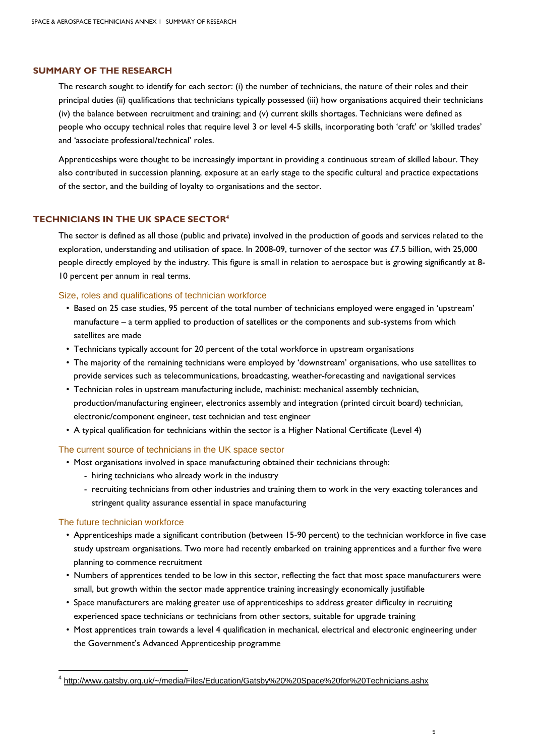## SUMMARY OF THE RESEARCH

The research sought to identify for each sector: (i) the number of technicians, the nature of their roles and their principal duties (ii) qualifications that technicians typically possessed (iii) how organisations acquired their technicians (iv) the balance between recruitment and training; and (v) current skills shortages. Technicians were defined as people who occupy technical roles that require level 3 or level 4-5 skills, incorporating both 'craft' or 'skilled trades' and 'associate professional/technical' roles.

Apprenticeships were thought to be increasingly important in providing a continuous stream of skilled labour. They also contributed in succession planning, exposure at an early stage to the specific cultural and practice expectations of the sector, and the building of loyalty to organisations and the sector.

## TECHNICIANS IN THE UK SPACE SECTOR[4]

The sector is defined as all those (public and private) involved in the production of goods and services related to the exploration, understanding and utilisation of space. In 2008-09, turnover of the sector was £7.5 billion, with 25,000 people directly employed by the industry. This figure is small in relation to aerospace but is growing significantly at 8-10 percent per annum in real terms.

### Size, roles and qualifications of technician workforce

- Based on 25 case studies, 95 percent of the total number of technicians employed were engaged in 'upstream' manufacture – a term applied to production of satellites or the components and sub-systems from which satellites are made
- Technicians typically account for 20 percent of the total workforce in upstream organisations
- The majority of the remaining technicians were employed by 'downstream' organisations, who use satellites to provide services such as telecommunications, broadcasting, weather-forecasting and navigational services
- Technician roles in upstream manufacturing include, machinist: mechanical assembly technician, production/manufacturing engineer, electronics assembly and integration (printed circuit board) technician, electronic/component engineer, test technician and test engineer
- A typical qualification for technicians within the sector is a Higher National Certificate (Level 4)

### The current source of technicians in the UK space sector

- Most organisations involved in space manufacturing obtained their technicians through:
  - hiring technicians who already work in the industry
  - recruiting technicians from other industries and training them to work in the very exacting tolerances and stringent quality assurance essential in space manufacturing

### The future technician workforce

- Apprenticeships made a significant contribution (between 15-90 percent) to the technician workforce in five case study upstream organisations. Two more had recently embarked on training apprentices and a further five were planning to commence recruitment
- Numbers of apprentices tended to be low in this sector, reflecting the fact that most space manufacturers were small, but growth within the sector made apprentice training increasingly economically justifiable
- Space manufacturers are making greater use of apprenticeships to address greater difficulty in recruiting experienced space technicians or technicians from other sectors, suitable for upgrade training
- Most apprentices train towards a level 4 qualification in mechanical, electrical and electronic engineering under the Government's Advanced Apprenticeship programme

---

[4] http://www.gatsby.org.uk/~/media/Files/Education/Gatsby%20%20Space%20for%20Technicians.ashx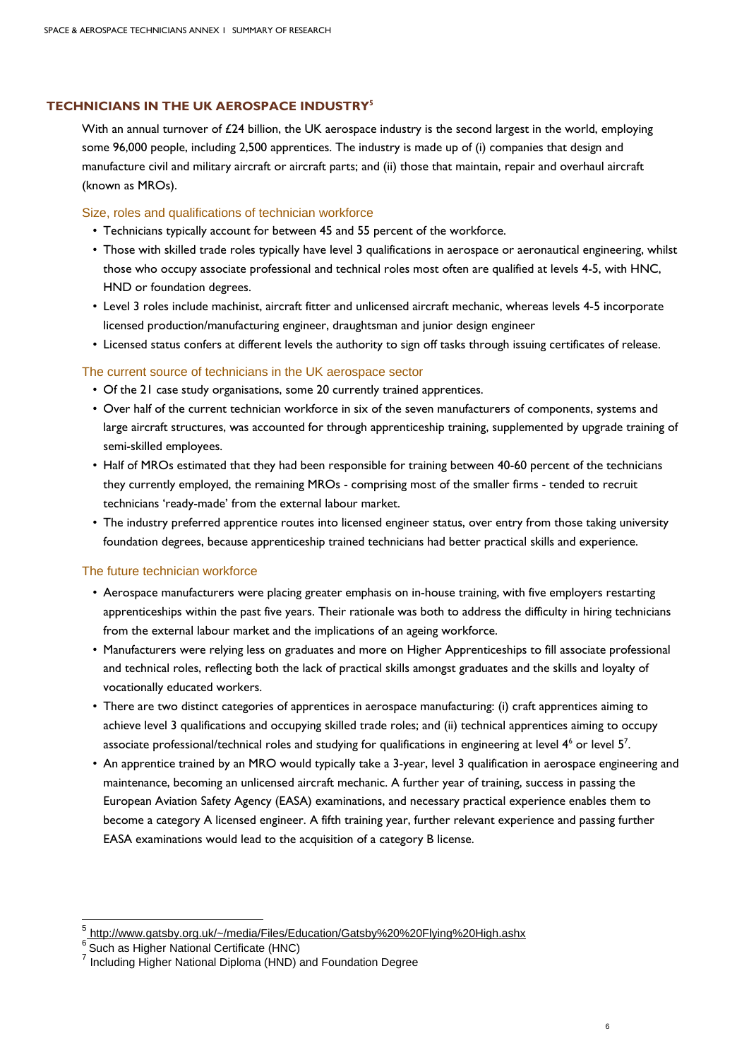## TECHNICIANS IN THE UK AEROSPACE INDUSTRY[5]

With an annual turnover of £24 billion, the UK aerospace industry is the second largest in the world, employing some 96,000 people, including 2,500 apprentices. The industry is made up of (i) companies that design and manufacture civil and military aircraft or aircraft parts; and (ii) those that maintain, repair and overhaul aircraft (known as MROs).

### Size, roles and qualifications of technician workforce

- Technicians typically account for between 45 and 55 percent of the workforce.
- Those with skilled trade roles typically have level 3 qualifications in aerospace or aeronautical engineering, whilst those who occupy associate professional and technical roles most often are qualified at levels 4-5, with HNC, HND or foundation degrees.
- Level 3 roles include machinist, aircraft fitter and unlicensed aircraft mechanic, whereas levels 4-5 incorporate licensed production/manufacturing engineer, draughtsman and junior design engineer
- Licensed status confers at different levels the authority to sign off tasks through issuing certificates of release.

### The current source of technicians in the UK aerospace sector

- Of the 21 case study organisations, some 20 currently trained apprentices.
- Over half of the current technician workforce in six of the seven manufacturers of components, systems and large aircraft structures, was accounted for through apprenticeship training, supplemented by upgrade training of semi-skilled employees.
- Half of MROs estimated that they had been responsible for training between 40-60 percent of the technicians they currently employed, the remaining MROs - comprising most of the smaller firms - tended to recruit technicians 'ready-made' from the external labour market.
- The industry preferred apprentice routes into licensed engineer status, over entry from those taking university foundation degrees, because apprenticeship trained technicians had better practical skills and experience.

### The future technician workforce

- Aerospace manufacturers were placing greater emphasis on in-house training, with five employers restarting apprenticeships within the past five years. Their rationale was both to address the difficulty in hiring technicians from the external labour market and the implications of an ageing workforce.
- Manufacturers were relying less on graduates and more on Higher Apprenticeships to fill associate professional and technical roles, reflecting both the lack of practical skills amongst graduates and the skills and loyalty of vocationally educated workers.
- There are two distinct categories of apprentices in aerospace manufacturing: (i) craft apprentices aiming to achieve level 3 qualifications and occupying skilled trade roles; and (ii) technical apprentices aiming to occupy associate professional/technical roles and studying for qualifications in engineering at level 4[6] or level 5[7].
- An apprentice trained by an MRO would typically take a 3-year, level 3 qualification in aerospace engineering and maintenance, becoming an unlicensed aircraft mechanic. A further year of training, success in passing the European Aviation Safety Agency (EASA) examinations, and necessary practical experience enables them to become a category A licensed engineer. A fifth training year, further relevant experience and passing further EASA examinations would lead to the acquisition of a category B license.

---

[5] http://www.gatsby.org.uk/~/media/Files/Education/Gatsby%20%20Flying%20High.ashx

[6] Such as Higher National Certificate (HNC)

[7] Including Higher National Diploma (HND) and Foundation Degree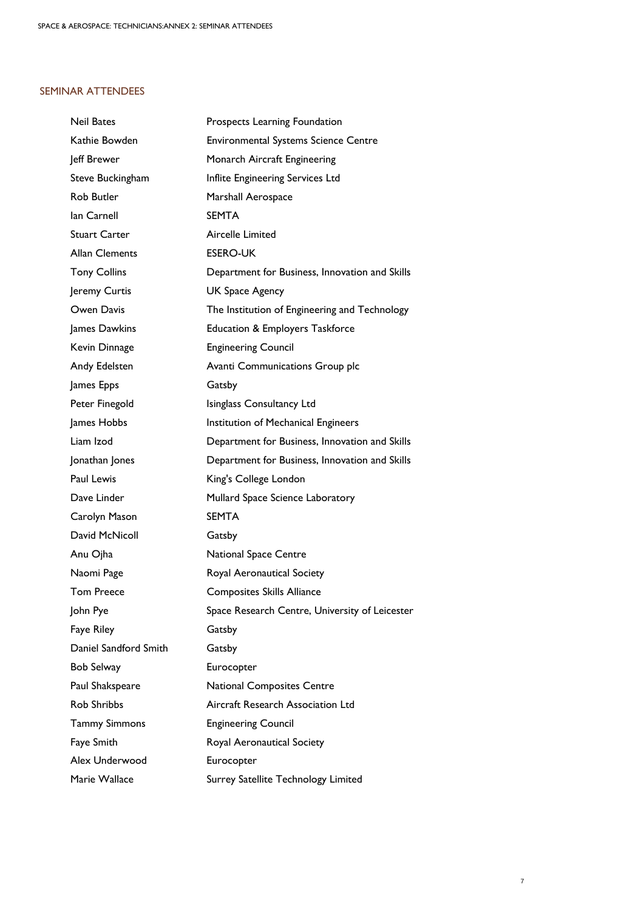## SEMINAR ATTENDEES

| | |
|---|---|
| Neil Bates | Prospects Learning Foundation |
| Kathie Bowden | Environmental Systems Science Centre |
| Jeff Brewer | Monarch Aircraft Engineering |
| Steve Buckingham | Inflite Engineering Services Ltd |
| Rob Butler | Marshall Aerospace |
| Ian Carnell | SEMTA |
| Stuart Carter | Aircelle Limited |
| Allan Clements | ESERO-UK |
| Tony Collins | Department for Business, Innovation and Skills |
| Jeremy Curtis | UK Space Agency |
| Owen Davis | The Institution of Engineering and Technology |
| James Dawkins | Education & Employers Taskforce |
| Kevin Dinnage | Engineering Council |
| Andy Edelsten | Avanti Communications Group plc |
| James Epps | Gatsby |
| Peter Finegold | Isinglass Consultancy Ltd |
| James Hobbs | Institution of Mechanical Engineers |
| Liam Izod | Department for Business, Innovation and Skills |
| Jonathan Jones | Department for Business, Innovation and Skills |
| Paul Lewis | King's College London |
| Dave Linder | Mullard Space Science Laboratory |
| Carolyn Mason | SEMTA |
| David McNicoll | Gatsby |
| Anu Ojha | National Space Centre |
| Naomi Page | Royal Aeronautical Society |
| Tom Preece | Composites Skills Alliance |
| John Pye | Space Research Centre, University of Leicester |
| Faye Riley | Gatsby |
| Daniel Sandford Smith | Gatsby |
| Bob Selway | Eurocopter |
| Paul Shakspeare | National Composites Centre |
| Rob Shribbs | Aircraft Research Association Ltd |
| Tammy Simmons | Engineering Council |
| Faye Smith | Royal Aeronautical Society |
| Alex Underwood | Eurocopter |
| Marie Wallace | Surrey Satellite Technology Limited |